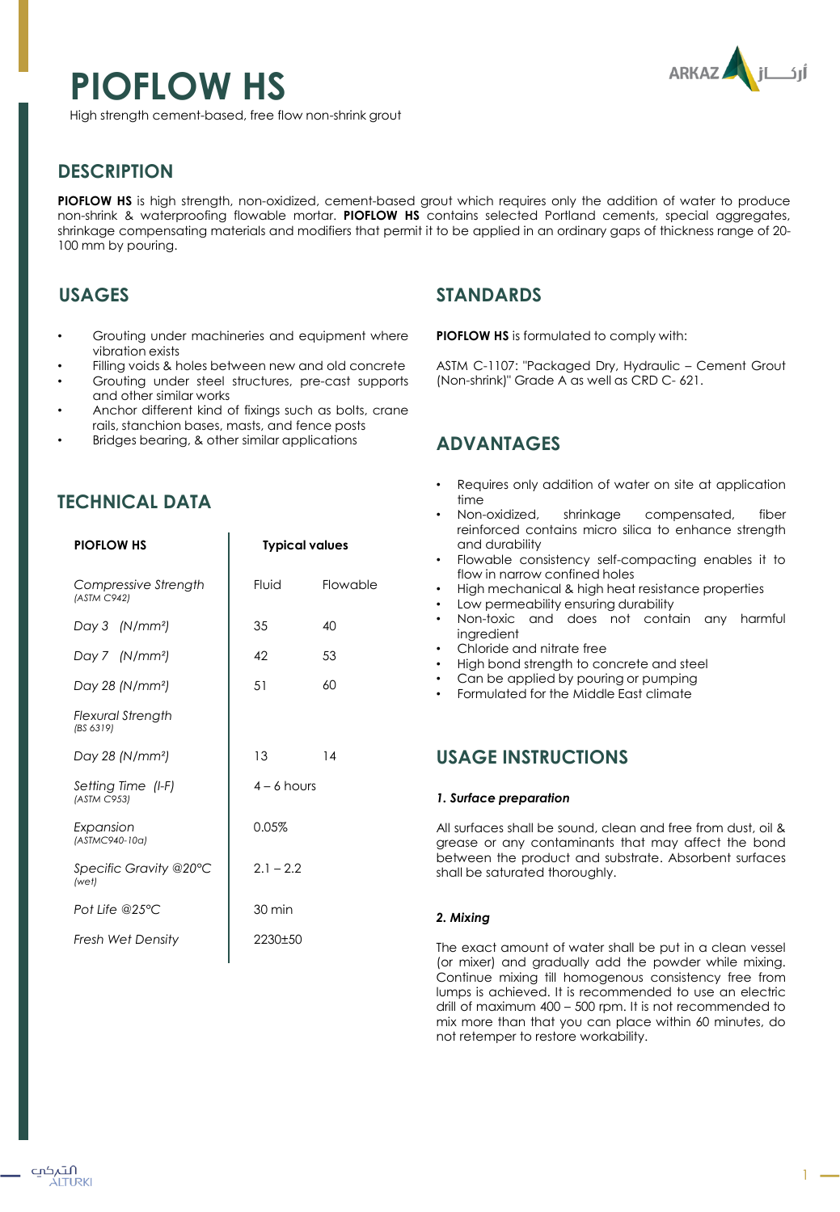# PIOFLOW HS

High strength cement-based, free flow non-shrink grout

## DESCRIPTION

**PIOFLOW HS** is high strength, non-oxidized, cement-based grout which requires only the addition of water to produce non-shrink & waterproofing flowable mortar. **PIOFLOW HS** contains selected Portland cements, special aggregates, shrinkage compensating materials and modifiers that permit it to be applied in an ordinary gaps of thickness range of 20-100 mm by pouring.

## USAGES

- Grouting under machineries and equipment where vibration exists
- Filling voids & holes between new and old concrete
- Grouting under steel structures, pre-cast supports and other similar works
- Anchor different kind of fixings such as bolts, crane rails, stanchion bases, masts, and fence posts
- Bridges bearing, & other similar applications

## TECHNICAL DATA

| PIOFLOW HS | Typical values | |
|---|---|---|
| *Compressive Strength* *(ASTM C942)* | Fluid | Flowable |
| *Day 3 (N/mm²)* | 35 | 40 |
| *Day 7 (N/mm²)* | 42 | 53 |
| *Day 28 (N/mm²)* | 51 | 60 |
| *Flexural Strength* *(BS 6319)* | | |
| *Day 28 (N/mm²)* | 13 | 14 |
| *Setting Time (I-F)* *(ASTM C953)* | 4 – 6 hours | |
| *Expansion* *(ASTMC940-10a)* | 0.05% | |
| *Specific Gravity @20°C* *(wet)* | 2.1 – 2.2 | |
| *Pot Life @25°C* | 30 min | |
| *Fresh Wet Density* | 2230±50 | |

## STANDARDS

**PIOFLOW HS** is formulated to comply with:

ASTM C-1107: "Packaged Dry, Hydraulic – Cement Grout (Non-shrink)" Grade A as well as CRD C- 621.

## ADVANTAGES

- Requires only addition of water on site at application time
- Non-oxidized, shrinkage compensated, fiber reinforced contains micro silica to enhance strength and durability
- Flowable consistency self-compacting enables it to flow in narrow confined holes
- High mechanical & high heat resistance properties
- Low permeability ensuring durability
- Non-toxic and does not contain any harmful ingredient
- Chloride and nitrate free
- High bond strength to concrete and steel
- Can be applied by pouring or pumping
- Formulated for the Middle East climate

## USAGE INSTRUCTIONS

### *1. Surface preparation*

All surfaces shall be sound, clean and free from dust, oil & grease or any contaminants that may affect the bond between the product and substrate. Absorbent surfaces shall be saturated thoroughly.

### *2. Mixing*

The exact amount of water shall be put in a clean vessel (or mixer) and gradually add the powder while mixing. Continue mixing till homogenous consistency free from lumps is achieved. It is recommended to use an electric drill of maximum 400 – 500 rpm. It is not recommended to mix more than that you can place within 60 minutes, do not retemper to restore workability.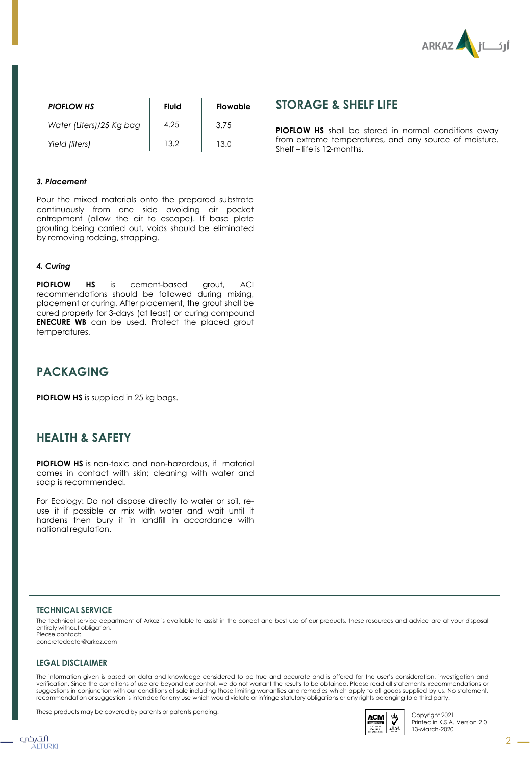| *PIOFLOW HS* | Fluid | Flowable |
|---|---|---|
| *Water (Liters)/25 Kg bag* | 4.25 | 3.75 |
| *Yield (liters)* | 13.2 | 13.0 |

### *3. Placement*

Pour the mixed materials onto the prepared substrate continuously from one side avoiding air pocket entrapment (allow the air to escape). If base plate grouting being carried out, voids should be eliminated by removing rodding, strapping.

### *4. Curing*

**PIOFLOW HS** is cement-based grout, ACI recommendations should be followed during mixing, placement or curing. After placement, the grout shall be cured properly for 3-days (at least) or curing compound **ENECURE WB** can be used. Protect the placed grout temperatures.

## PACKAGING

**PIOFLOW HS** is supplied in 25 kg bags.

## HEALTH & SAFETY

**PIOFLOW HS** is non-toxic and non-hazardous, if material comes in contact with skin; cleaning with water and soap is recommended.

For Ecology: Do not dispose directly to water or soil, re-use it if possible or mix with water and wait until it hardens then bury it in landfill in accordance with national regulation.

## STORAGE & SHELF LIFE

**PIOFLOW HS** shall be stored in normal conditions away from extreme temperatures, and any source of moisture. Shelf – life is 12-months.

### TECHNICAL SERVICE

The technical service department of Arkaz is available to assist in the correct and best use of our products, these resources and advice are at your disposal entirely without obligation.
Please contact:
concretedoctor@arkaz.com

### LEGAL DISCLAIMER

The information given is based on data and knowledge considered to be true and accurate and is offered for the user's consideration, investigation and verification. Since the conditions of use are beyond our control, we do not warrant the results to be obtained. Please read all statements, recommendations or suggestions in conjunction with our conditions of sale including those limiting warranties and remedies which apply to all goods supplied by us. No statement, recommendation or suggestion is intended for any use which would violate or infringe statutory obligations or any rights belonging to a third party.

These products may be covered by patents or patents pending.

Copyright 2021
Printed in K.S.A. Version 2.0
13-March-2020